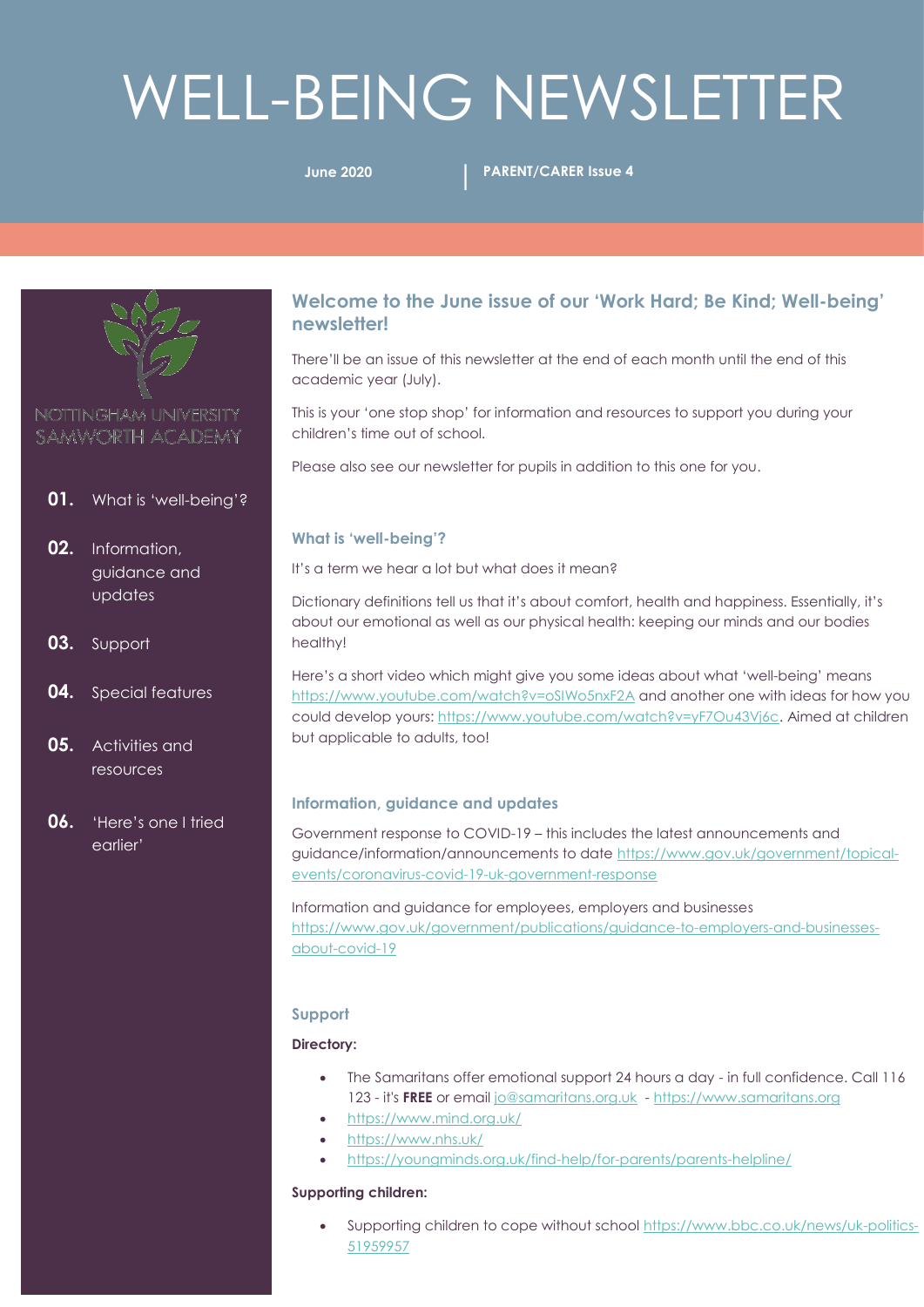# WELL-BEING NEWSLETTER

**June 2020** | **PARENT/CARER Issue 4**

NOTTINGHAM UNIVERSITY SAMWORTH ACADEMY

**01.** What is 'well-being'?

**02.** Information, guidance and updates

**03.** Support

**04.** Special features

**05.** Activities and resources

**06.** 'Here's one I tried earlier'

## Welcome to the June issue of our 'Work Hard; Be Kind; Well-being' newsletter!

There'll be an issue of this newsletter at the end of each month until the end of this academic year (July).

This is your 'one stop shop' for information and resources to support you during your children's time out of school.

Please also see our newsletter for pupils in addition to this one for you.

### What is 'well-being'?

It's a term we hear a lot but what does it mean?

Dictionary definitions tell us that it's about comfort, health and happiness. Essentially, it's about our emotional as well as our physical health: keeping our minds and our bodies healthy!

Here's a short video which might give you some ideas about what 'well-being' means https://www.youtube.com/watch?v=oSIWo5nxF2A and another one with ideas for how you could develop yours: https://www.youtube.com/watch?v=yF7Ou43Vj6c. Aimed at children but applicable to adults, too!

### Information, guidance and updates

Government response to COVID-19 – this includes the latest announcements and guidance/information/announcements to date https://www.gov.uk/government/topical-events/coronavirus-covid-19-uk-government-response

Information and guidance for employees, employers and businesses https://www.gov.uk/government/publications/guidance-to-employers-and-businesses-about-covid-19

### Support

**Directory:**

- The Samaritans offer emotional support 24 hours a day - in full confidence. Call 116 123 - it's **FREE** or email jo@samaritans.org.uk - https://www.samaritans.org
- https://www.mind.org.uk/
- https://www.nhs.uk/
- https://youngminds.org.uk/find-help/for-parents/parents-helpline/

**Supporting children:**

- Supporting children to cope without school https://www.bbc.co.uk/news/uk-politics-51959957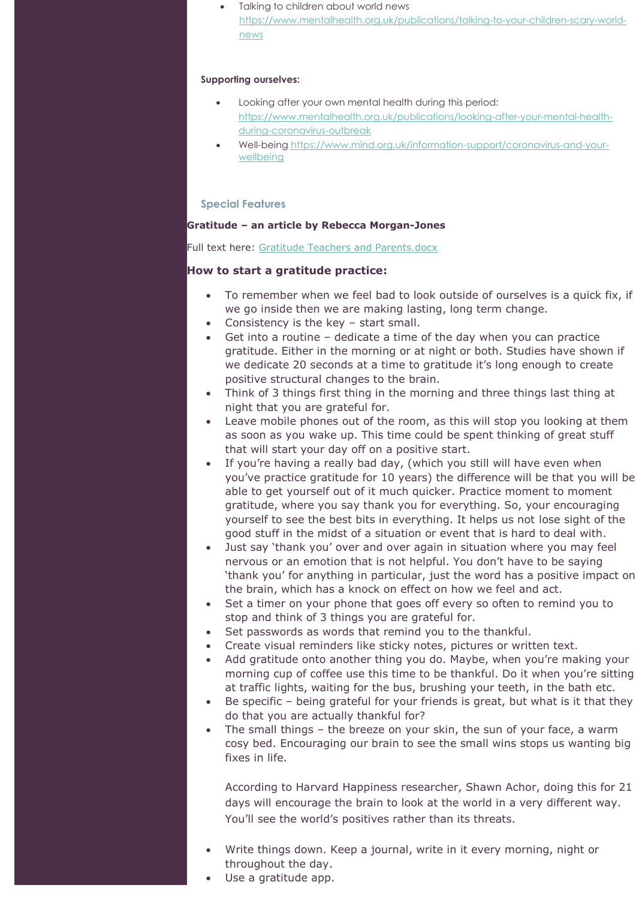- Talking to children about world news [https://www.mentalhealth.org.uk/publications/talking-to-your-children-scary-world-news](https://www.mentalhealth.org.uk/publications/talking-to-your-children-scary-world-news)

**Supporting ourselves:**

- Looking after your own mental health during this period: [https://www.mentalhealth.org.uk/publications/looking-after-your-mental-health-during-coronavirus-outbreak](https://www.mentalhealth.org.uk/publications/looking-after-your-mental-health-during-coronavirus-outbreak)
- Well-being [https://www.mind.org.uk/information-support/coronavirus-and-your-wellbeing](https://www.mind.org.uk/information-support/coronavirus-and-your-wellbeing)

## Special Features

**Gratitude – an article by Rebecca Morgan-Jones**

Full text here: Gratitude Teachers and Parents.docx

### How to start a gratitude practice:

- To remember when we feel bad to look outside of ourselves is a quick fix, if we go inside then we are making lasting, long term change.
- Consistency is the key – start small.
- Get into a routine – dedicate a time of the day when you can practice gratitude. Either in the morning or at night or both. Studies have shown if we dedicate 20 seconds at a time to gratitude it's long enough to create positive structural changes to the brain.
- Think of 3 things first thing in the morning and three things last thing at night that you are grateful for.
- Leave mobile phones out of the room, as this will stop you looking at them as soon as you wake up. This time could be spent thinking of great stuff that will start your day off on a positive start.
- If you're having a really bad day, (which you still will have even when you've practice gratitude for 10 years) the difference will be that you will be able to get yourself out of it much quicker. Practice moment to moment gratitude, where you say thank you for everything. So, your encouraging yourself to see the best bits in everything. It helps us not lose sight of the good stuff in the midst of a situation or event that is hard to deal with.
- Just say 'thank you' over and over again in situation where you may feel nervous or an emotion that is not helpful. You don't have to be saying 'thank you' for anything in particular, just the word has a positive impact on the brain, which has a knock on effect on how we feel and act.
- Set a timer on your phone that goes off every so often to remind you to stop and think of 3 things you are grateful for.
- Set passwords as words that remind you to the thankful.
- Create visual reminders like sticky notes, pictures or written text.
- Add gratitude onto another thing you do. Maybe, when you're making your morning cup of coffee use this time to be thankful. Do it when you're sitting at traffic lights, waiting for the bus, brushing your teeth, in the bath etc.
- Be specific – being grateful for your friends is great, but what is it that they do that you are actually thankful for?
- The small things – the breeze on your skin, the sun of your face, a warm cosy bed. Encouraging our brain to see the small wins stops us wanting big fixes in life.

  According to Harvard Happiness researcher, Shawn Achor, doing this for 21 days will encourage the brain to look at the world in a very different way. You'll see the world's positives rather than its threats.

- Write things down. Keep a journal, write in it every morning, night or throughout the day.
- Use a gratitude app.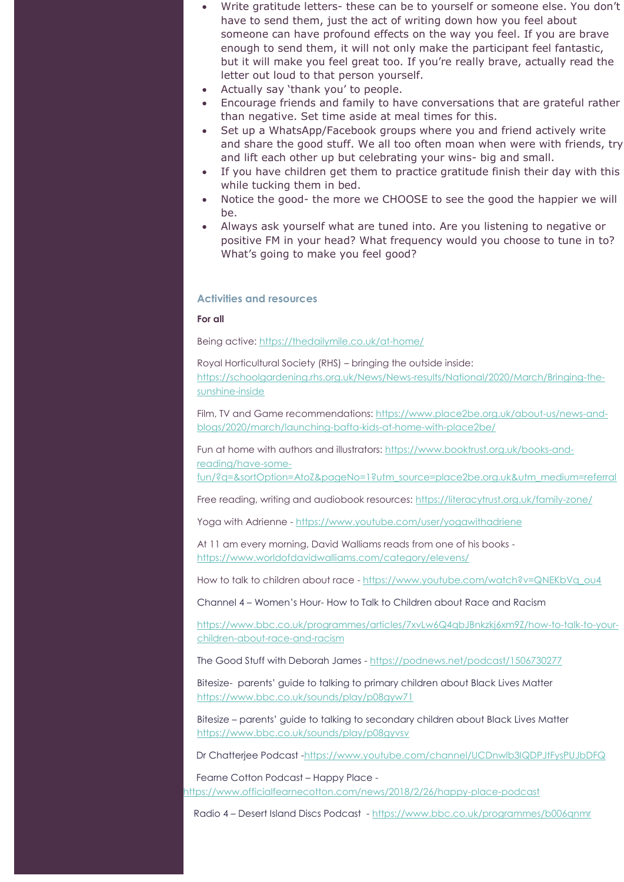- Write gratitude letters- these can be to yourself or someone else. You don't have to send them, just the act of writing down how you feel about someone can have profound effects on the way you feel. If you are brave enough to send them, it will not only make the participant feel fantastic, but it will make you feel great too. If you're really brave, actually read the letter out loud to that person yourself.
- Actually say 'thank you' to people.
- Encourage friends and family to have conversations that are grateful rather than negative. Set time aside at meal times for this.
- Set up a WhatsApp/Facebook groups where you and friend actively write and share the good stuff. We all too often moan when were with friends, try and lift each other up but celebrating your wins- big and small.
- If you have children get them to practice gratitude finish their day with this while tucking them in bed.
- Notice the good- the more we CHOOSE to see the good the happier we will be.
- Always ask yourself what are tuned into. Are you listening to negative or positive FM in your head? What frequency would you choose to tune in to? What's going to make you feel good?

### Activities and resources

**For all**

Being active: https://thedailymile.co.uk/at-home/

Royal Horticultural Society (RHS) – bringing the outside inside: https://schoolgardening.rhs.org.uk/News/News-results/National/2020/March/Bringing-the-sunshine-inside

Film, TV and Game recommendations: https://www.place2be.org.uk/about-us/news-and-blogs/2020/march/launching-bafta-kids-at-home-with-place2be/

Fun at home with authors and illustrators: https://www.booktrust.org.uk/books-and-reading/have-some-fun/?q=&sortOption=AtoZ&pageNo=1?utm_source=place2be.org.uk&utm_medium=referral

Free reading, writing and audiobook resources: https://literacytrust.org.uk/family-zone/

Yoga with Adrienne - https://www.youtube.com/user/yogawithadriene

At 11 am every morning, David Walliams reads from one of his books - https://www.worldofdavidwalliams.com/category/elevens/

How to talk to children about race - https://www.youtube.com/watch?v=QNEKbVq_ou4

Channel 4 – Women's Hour- How to Talk to Children about Race and Racism

https://www.bbc.co.uk/programmes/articles/7xvLw6Q4qbJBnkzkj6xm9Z/how-to-talk-to-your-children-about-race-and-racism

The Good Stuff with Deborah James - https://podnews.net/podcast/1506730277

Bitesize- parents' guide to talking to primary children about Black Lives Matter https://www.bbc.co.uk/sounds/play/p08gyw71

Bitesize – parents' guide to talking to secondary children about Black Lives Matter https://www.bbc.co.uk/sounds/play/p08gyvsv

Dr Chatterjee Podcast -https://www.youtube.com/channel/UCDnwlb3lQDPJtFysPUJbDFQ

Fearne Cotton Podcast – Happy Place - https://www.officialfearnecotton.com/news/2018/2/26/happy-place-podcast

Radio 4 – Desert Island Discs Podcast - https://www.bbc.co.uk/programmes/b006qnmr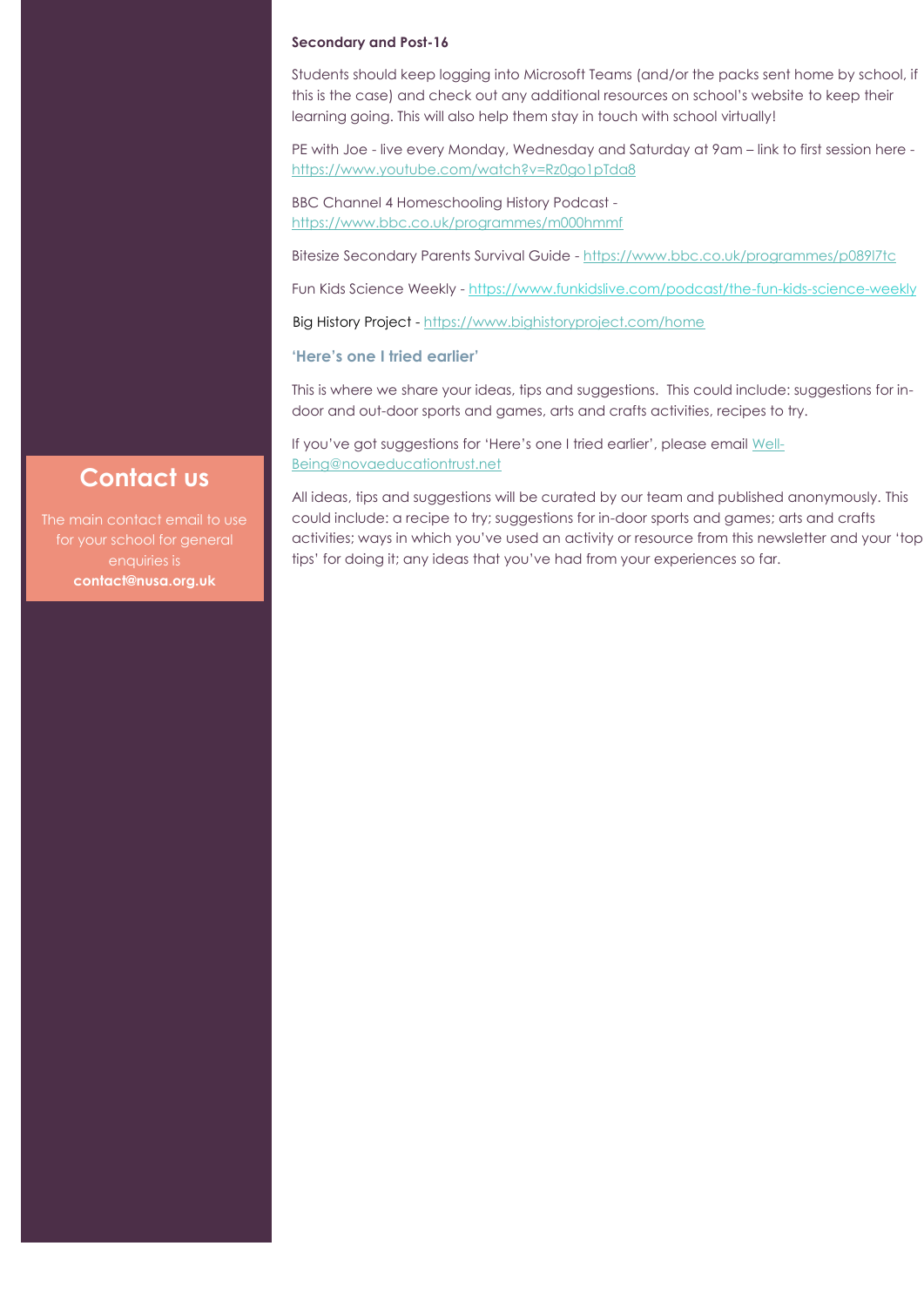**Secondary and Post-16**

Students should keep logging into Microsoft Teams (and/or the packs sent home by school, if this is the case) and check out any additional resources on school's website to keep their learning going. This will also help them stay in touch with school virtually!

PE with Joe - live every Monday, Wednesday and Saturday at 9am – link to first session here - https://www.youtube.com/watch?v=Rz0go1pTda8

BBC Channel 4 Homeschooling History Podcast - https://www.bbc.co.uk/programmes/m000hmmf

Bitesize Secondary Parents Survival Guide - https://www.bbc.co.uk/programmes/p089l7tc

Fun Kids Science Weekly - https://www.funkidslive.com/podcast/the-fun-kids-science-weekly

Big History Project - https://www.bighistoryproject.com/home

### 'Here's one I tried earlier'

This is where we share your ideas, tips and suggestions. This could include: suggestions for in-door and out-door sports and games, arts and crafts activities, recipes to try.

If you've got suggestions for 'Here's one I tried earlier', please email Well-Being@novaeducationtrust.net

All ideas, tips and suggestions will be curated by our team and published anonymously. This could include: a recipe to try; suggestions for in-door sports and games; arts and crafts activities; ways in which you've used an activity or resource from this newsletter and your 'top tips' for doing it; any ideas that you've had from your experiences so far.

## Contact us

The main contact email to use for your school for general enquiries is **contact@nusa.org.uk**